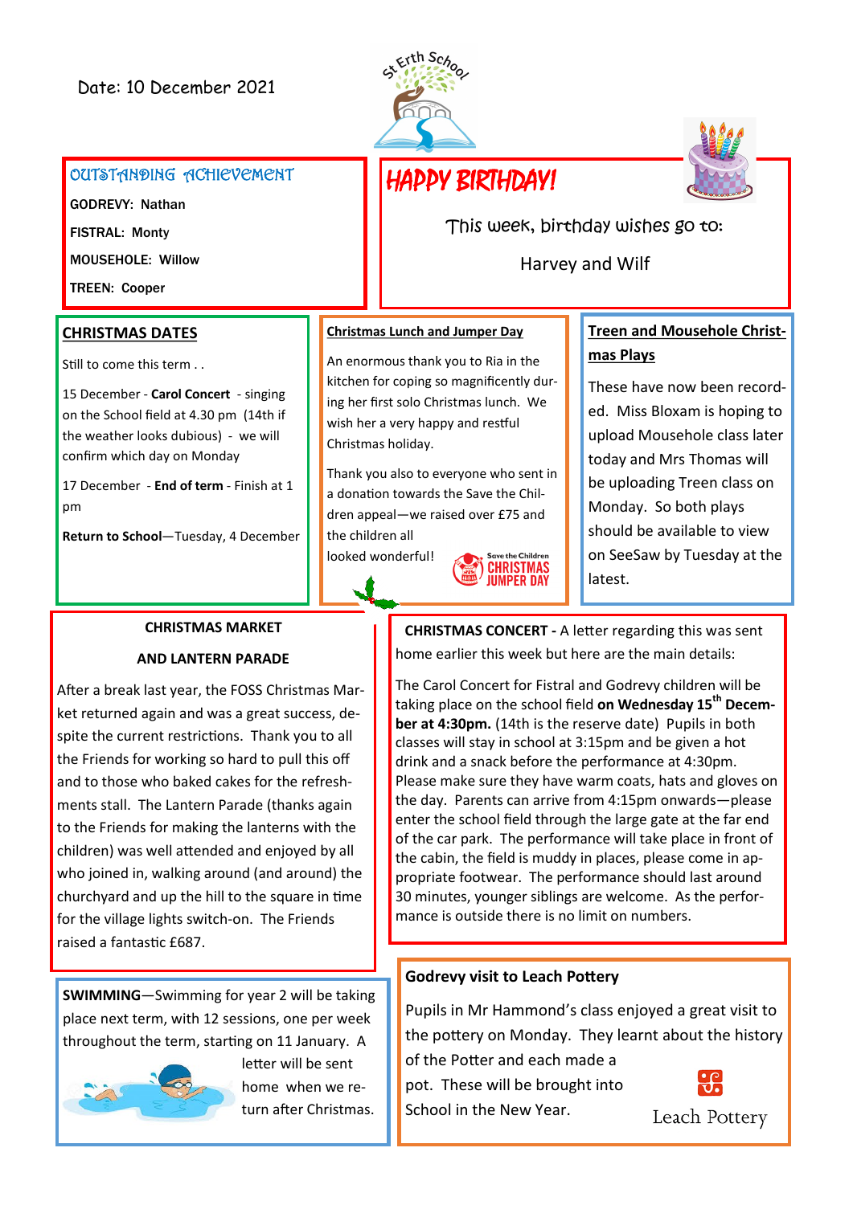Date: 10 December 2021

St Erth School

## OUTSTANDING ACHIEVEMENT

**GODREVY: Nathan**

**FISTRAL: Monty**

**MOUSEHOLE: Willow**

**TREEN: Cooper**

## HAPPY BIRTHDAY!

This week, birthday wishes go to:

Harvey and Wilf

## CHRISTMAS DATES

Still to come this term . .

15 December - **Carol Concert** - singing on the School field at 4.30 pm (14th if the weather looks dubious) - we will confirm which day on Monday

17 December - **End of term** - Finish at 1 pm

**Return to School**—Tuesday, 4 December

## Christmas Lunch and Jumper Day

An enormous thank you to Ria in the kitchen for coping so magnificently during her first solo Christmas lunch. We wish her a very happy and restful Christmas holiday.

Thank you also to everyone who sent in a donation towards the Save the Children appeal—we raised over £75 and the children all looked wonderful!

Save the Children CHRISTMAS JUMPER DAY

## Treen and Mousehole Christmas Plays

These have now been recorded. Miss Bloxam is hoping to upload Mousehole class later today and Mrs Thomas will be uploading Treen class on Monday. So both plays should be available to view on SeeSaw by Tuesday at the latest.

## CHRISTMAS MARKET AND LANTERN PARADE

After a break last year, the FOSS Christmas Market returned again and was a great success, despite the current restrictions. Thank you to all the Friends for working so hard to pull this off and to those who baked cakes for the refreshments stall. The Lantern Parade (thanks again to the Friends for making the lanterns with the children) was well attended and enjoyed by all who joined in, walking around (and around) the churchyard and up the hill to the square in time for the village lights switch-on. The Friends raised a fantastic £687.

**CHRISTMAS CONCERT -** A letter regarding this was sent home earlier this week but here are the main details:

The Carol Concert for Fistral and Godrevy children will be taking place on the school field **on Wednesday 15th December at 4:30pm.** (14th is the reserve date) Pupils in both classes will stay in school at 3:15pm and be given a hot drink and a snack before the performance at 4:30pm. Please make sure they have warm coats, hats and gloves on the day. Parents can arrive from 4:15pm onwards—please enter the school field through the large gate at the far end of the car park. The performance will take place in front of the cabin, the field is muddy in places, please come in appropriate footwear. The performance should last around 30 minutes, younger siblings are welcome. As the performance is outside there is no limit on numbers.

**SWIMMING**—Swimming for year 2 will be taking place next term, with 12 sessions, one per week throughout the term, starting on 11 January. A letter will be sent home when we return after Christmas.

## Godrevy visit to Leach Pottery

Pupils in Mr Hammond's class enjoyed a great visit to the pottery on Monday. They learnt about the history of the Potter and each made a pot. These will be brought into School in the New Year.

Leach Pottery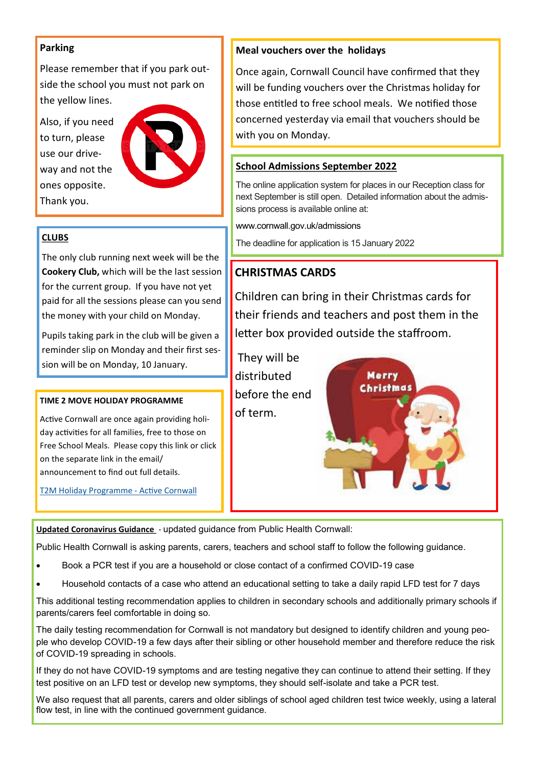## Parking

Please remember that if you park outside the school you must not park on the yellow lines.

Also, if you need to turn, please use our driveway and not the ones opposite. Thank you.

## CLUBS

The only club running next week will be the **Cookery Club,** which will be the last session for the current group. If you have not yet paid for all the sessions please can you send the money with your child on Monday.

Pupils taking park in the club will be given a reminder slip on Monday and their first session will be on Monday, 10 January.

## TIME 2 MOVE HOLIDAY PROGRAMME

Active Cornwall are once again providing holiday activities for all families, free to those on Free School Meals. Please copy this link or click on the separate link in the email/announcement to find out full details.

T2M Holiday Programme - Active Cornwall

## Meal vouchers over the holidays

Once again, Cornwall Council have confirmed that they will be funding vouchers over the Christmas holiday for those entitled to free school meals. We notified those concerned yesterday via email that vouchers should be with you on Monday.

## School Admissions September 2022

The online application system for places in our Reception class for next September is still open. Detailed information about the admissions process is available online at:

www.cornwall.gov.uk/admissions

The deadline for application is 15 January 2022

## CHRISTMAS CARDS

Children can bring in their Christmas cards for their friends and teachers and post them in the letter box provided outside the staffroom.

They will be distributed before the end of term.

## Updated Coronavirus Guidance

- updated guidance from Public Health Cornwall:

Public Health Cornwall is asking parents, carers, teachers and school staff to follow the following guidance.

- Book a PCR test if you are a household or close contact of a confirmed COVID-19 case
- Household contacts of a case who attend an educational setting to take a daily rapid LFD test for 7 days

This additional testing recommendation applies to children in secondary schools and additionally primary schools if parents/carers feel comfortable in doing so.

The daily testing recommendation for Cornwall is not mandatory but designed to identify children and young people who develop COVID-19 a few days after their sibling or other household member and therefore reduce the risk of COVID-19 spreading in schools.

If they do not have COVID-19 symptoms and are testing negative they can continue to attend their setting. If they test positive on an LFD test or develop new symptoms, they should self-isolate and take a PCR test.

We also request that all parents, carers and older siblings of school aged children test twice weekly, using a lateral flow test, in line with the continued government guidance.